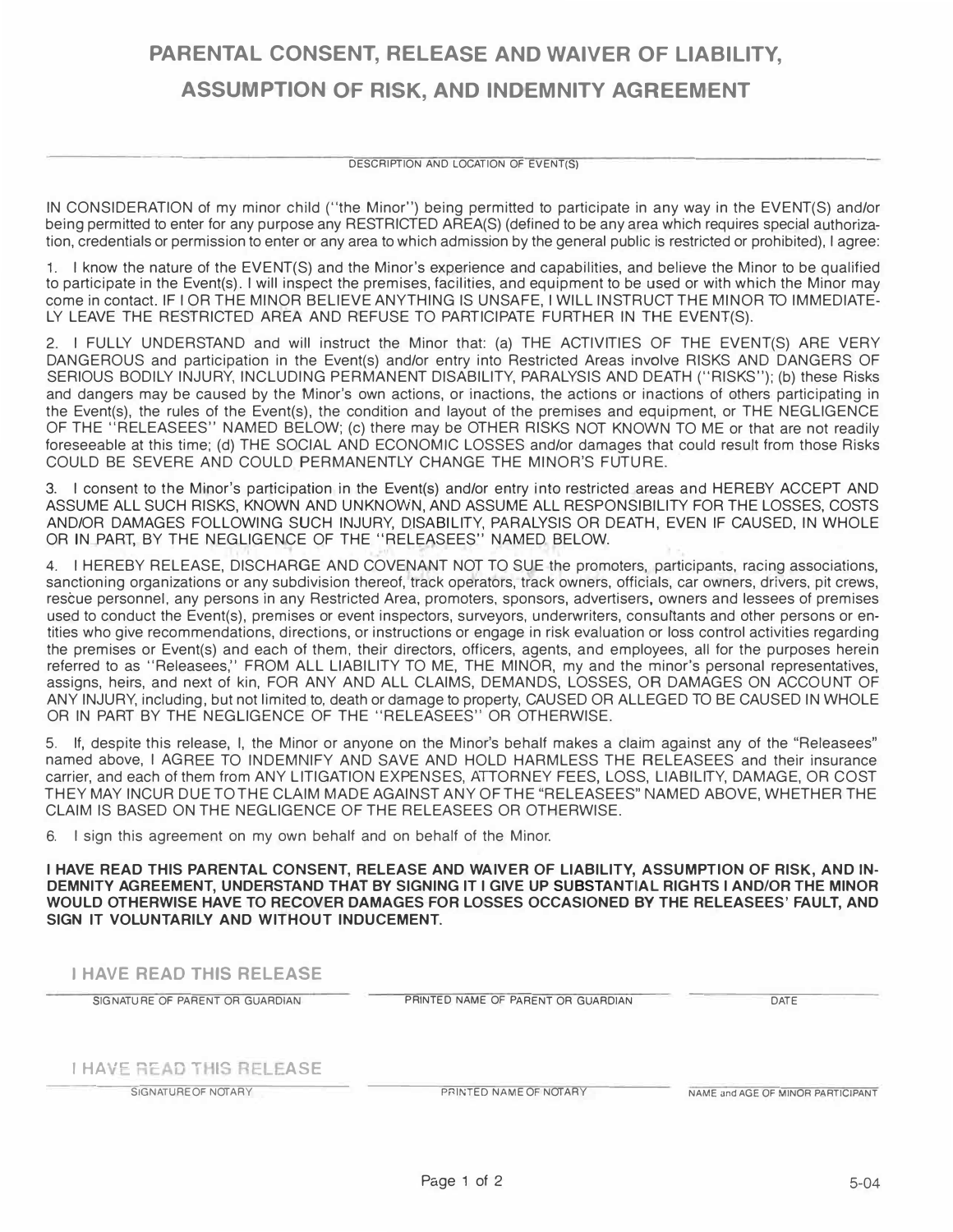# PARENTAL CONSENT, RELEASE AND WAIVER OF LIABILITY, ASSUMPTION OF RISK, AND INDEMNITY AGREEMENT

\_\_\_\_\_\_\_\_\_\_\_\_\_\_\_\_\_\_\_\_\_\_\_\_\_\_\_\_\_\_\_\_\_\_\_\_\_\_\_\_\_\_\_\_\_\_\_\_\_\_\_\_

DESCRIPTION AND LOCATION OF EVENT(S)

IN CONSIDERATION of my minor child ("the Minor") being permitted to participate in any way in the EVENT(S) and/or being permitted to enter for any purpose any RESTRICTED AREA(S) (defined to be any area which requires special authorization, credentials or permission to enter or any area to which admission by the general public is restricted or prohibited), I agree:

1. I know the nature of the EVENT(S) and the Minor's experience and capabilities, and believe the Minor to be qualified to participate in the Event(s). I will inspect the premises, facilities, and equipment to be used or with which the Minor may come in contact. IF I OR THE MINOR BELIEVE ANYTHING IS UNSAFE, I WILL INSTRUCT THE MINOR TO IMMEDIATELY LEAVE THE RESTRICTED AREA AND REFUSE TO PARTICIPATE FURTHER IN THE EVENT(S).

2. I FULLY UNDERSTAND and will instruct the Minor that: (a) THE ACTIVITIES OF THE EVENT(S) ARE VERY DANGEROUS and participation in the Event(s) and/or entry into Restricted Areas involve RISKS AND DANGERS OF SERIOUS BODILY INJURY, INCLUDING PERMANENT DISABILITY, PARALYSIS AND DEATH ("RISKS"); (b) these Risks and dangers may be caused by the Minor's own actions, or inactions, the actions or inactions of others participating in the Event(s), the rules of the Event(s), the condition and layout of the premises and equipment, or THE NEGLIGENCE OF THE "RELEASEES" NAMED BELOW; (c) there may be OTHER RISKS NOT KNOWN TO ME or that are not readily foreseeable at this time; (d) THE SOCIAL AND ECONOMIC LOSSES and/or damages that could result from those Risks COULD BE SEVERE AND COULD PERMANENTLY CHANGE THE MINOR'S FUTURE.

3. I consent to the Minor's participation in the Event(s) and/or entry into restricted areas and HEREBY ACCEPT AND ASSUME ALL SUCH RISKS, KNOWN AND UNKNOWN, AND ASSUME ALL RESPONSIBILITY FOR THE LOSSES, COSTS AND/OR DAMAGES FOLLOWING SUCH INJURY, DISABILITY, PARALYSIS OR DEATH, EVEN IF CAUSED, IN WHOLE OR IN PART, BY THE NEGLIGENCE OF THE "RELEASEES" NAMED BELOW.

4. I HEREBY RELEASE, DISCHARGE AND COVENANT NOT TO SUE the promoters, participants, racing associations, sanctioning organizations or any subdivision thereof, track operators, track owners, officials, car owners, drivers, pit crews, rescue personnel, any persons in any Restricted Area, promoters, sponsors, advertisers, owners and lessees of premises used to conduct the Event(s), premises or event inspectors, surveyors, underwriters, consultants and other persons or entities who give recommendations, directions, or instructions or engage in risk evaluation or loss control activities regarding the premises or Event(s) and each of them, their directors, officers, agents, and employees, all for the purposes herein referred to as "Releasees," FROM ALL LIABILITY TO ME, THE MINOR, my and the minor's personal representatives, assigns, heirs, and next of kin, FOR ANY AND ALL CLAIMS, DEMANDS, LOSSES, OR DAMAGES ON ACCOUNT OF ANY INJURY, including, but not limited to, death or damage to property, CAUSED OR ALLEGED TO BE CAUSED IN WHOLE OR IN PART BY THE NEGLIGENCE OF THE "RELEASEES" OR OTHERWISE.

5. If, despite this release, I, the Minor or anyone on the Minor's behalf makes a claim against any of the "Releasees" named above, I AGREE TO INDEMNIFY AND SAVE AND HOLD HARMLESS THE RELEASEES and their insurance carrier, and each of them from ANY LITIGATION EXPENSES, ATTORNEY FEES, LOSS, LIABILITY, DAMAGE, OR COST THEY MAY INCUR DUE TO THE CLAIM MADE AGAINST ANY OF THE "RELEASEES" NAMED ABOVE, WHETHER THE CLAIM IS BASED ON THE NEGLIGENCE OF THE RELEASEES OR OTHERWISE.

6. I sign this agreement on my own behalf and on behalf of the Minor.

**I HAVE READ THIS PARENTAL CONSENT, RELEASE AND WAIVER OF LIABILITY, ASSUMPTION OF RISK, AND INDEMNITY AGREEMENT, UNDERSTAND THAT BY SIGNING IT I GIVE UP SUBSTANTIAL RIGHTS I AND/OR THE MINOR WOULD OTHERWISE HAVE TO RECOVER DAMAGES FOR LOSSES OCCASIONED BY THE RELEASEES' FAULT, AND SIGN IT VOLUNTARILY AND WITHOUT INDUCEMENT.**

| I HAVE READ THIS RELEASE | | |
|---|---|---|
| SIGNATURE OF PARENT OR GUARDIAN | PRINTED NAME OF PARENT OR GUARDIAN | DATE |

| I HAVE READ THIS RELEASE | | |
|---|---|---|
| SIGNATURE OF NOTARY | PRINTED NAME OF NOTARY | NAME and AGE OF MINOR PARTICIPANT |

5-04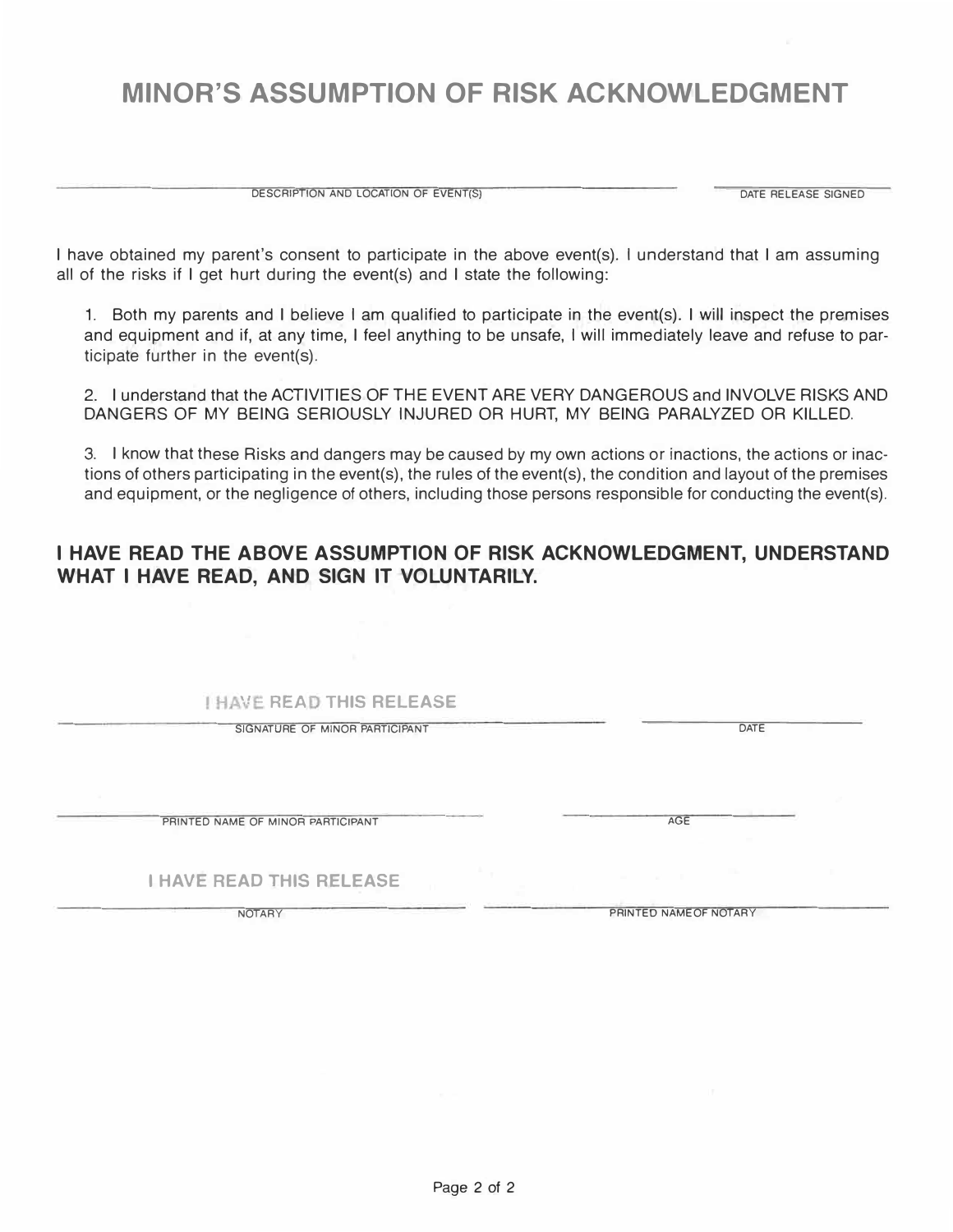# MINOR'S ASSUMPTION OF RISK ACKNOWLEDGMENT

DESCRIPTION AND LOCATION OF EVENT(S) DATE RELEASE SIGNED

I have obtained my parent's consent to participate in the above event(s). I understand that I am assuming all of the risks if I get hurt during the event(s) and I state the following:

1. Both my parents and I believe I am qualified to participate in the event(s). I will inspect the premises and equipment and if, at any time, I feel anything to be unsafe, I will immediately leave and refuse to participate further in the event(s).

2. I understand that the ACTIVITIES OF THE EVENT ARE VERY DANGEROUS and INVOLVE RISKS AND DANGERS OF MY BEING SERIOUSLY INJURED OR HURT, MY BEING PARALYZED OR KILLED.

3. I know that these Risks and dangers may be caused by my own actions or inactions, the actions or inactions of others participating in the event(s), the rules of the event(s), the condition and layout of the premises and equipment, or the negligence of others, including those persons responsible for conducting the event(s).

**I HAVE READ THE ABOVE ASSUMPTION OF RISK ACKNOWLEDGMENT, UNDERSTAND WHAT I HAVE READ, AND SIGN IT VOLUNTARILY.**

I HAVE READ THIS RELEASE

SIGNATURE OF MINOR PARTICIPANT DATE

PRINTED NAME OF MINOR PARTICIPANT AGE

I HAVE READ THIS RELEASE

NOTARY PRINTED NAME OF NOTARY